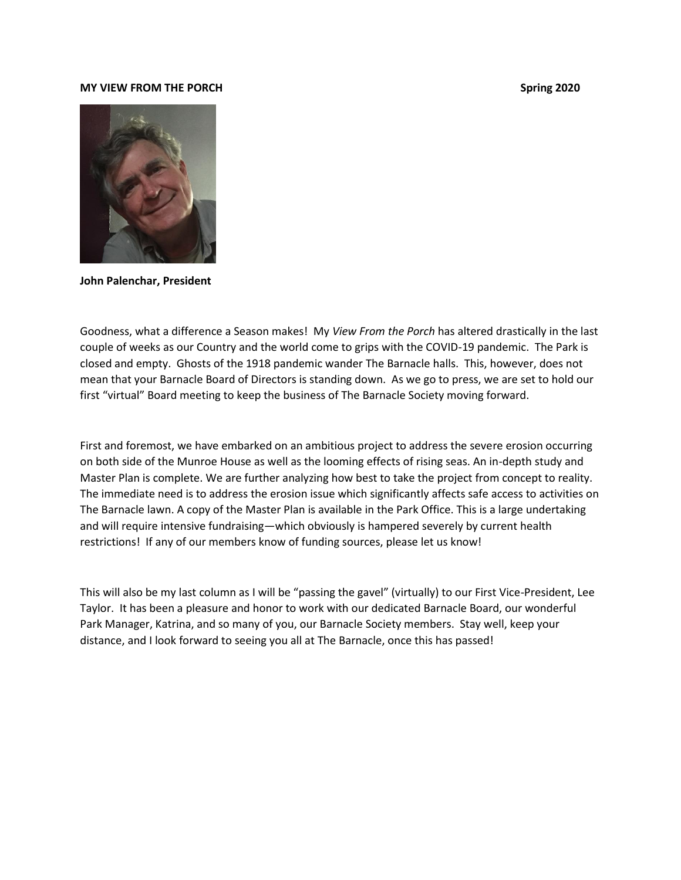**MY VIEW FROM THE PORCH** **Spring 2020**

**John Palenchar, President**

Goodness, what a difference a Season makes! My *View From the Porch* has altered drastically in the last couple of weeks as our Country and the world come to grips with the COVID-19 pandemic. The Park is closed and empty. Ghosts of the 1918 pandemic wander The Barnacle halls. This, however, does not mean that your Barnacle Board of Directors is standing down. As we go to press, we are set to hold our first "virtual" Board meeting to keep the business of The Barnacle Society moving forward.

First and foremost, we have embarked on an ambitious project to address the severe erosion occurring on both side of the Munroe House as well as the looming effects of rising seas. An in-depth study and Master Plan is complete. We are further analyzing how best to take the project from concept to reality. The immediate need is to address the erosion issue which significantly affects safe access to activities on The Barnacle lawn. A copy of the Master Plan is available in the Park Office. This is a large undertaking and will require intensive fundraising—which obviously is hampered severely by current health restrictions! If any of our members know of funding sources, please let us know!

This will also be my last column as I will be "passing the gavel" (virtually) to our First Vice-President, Lee Taylor. It has been a pleasure and honor to work with our dedicated Barnacle Board, our wonderful Park Manager, Katrina, and so many of you, our Barnacle Society members. Stay well, keep your distance, and I look forward to seeing you all at The Barnacle, once this has passed!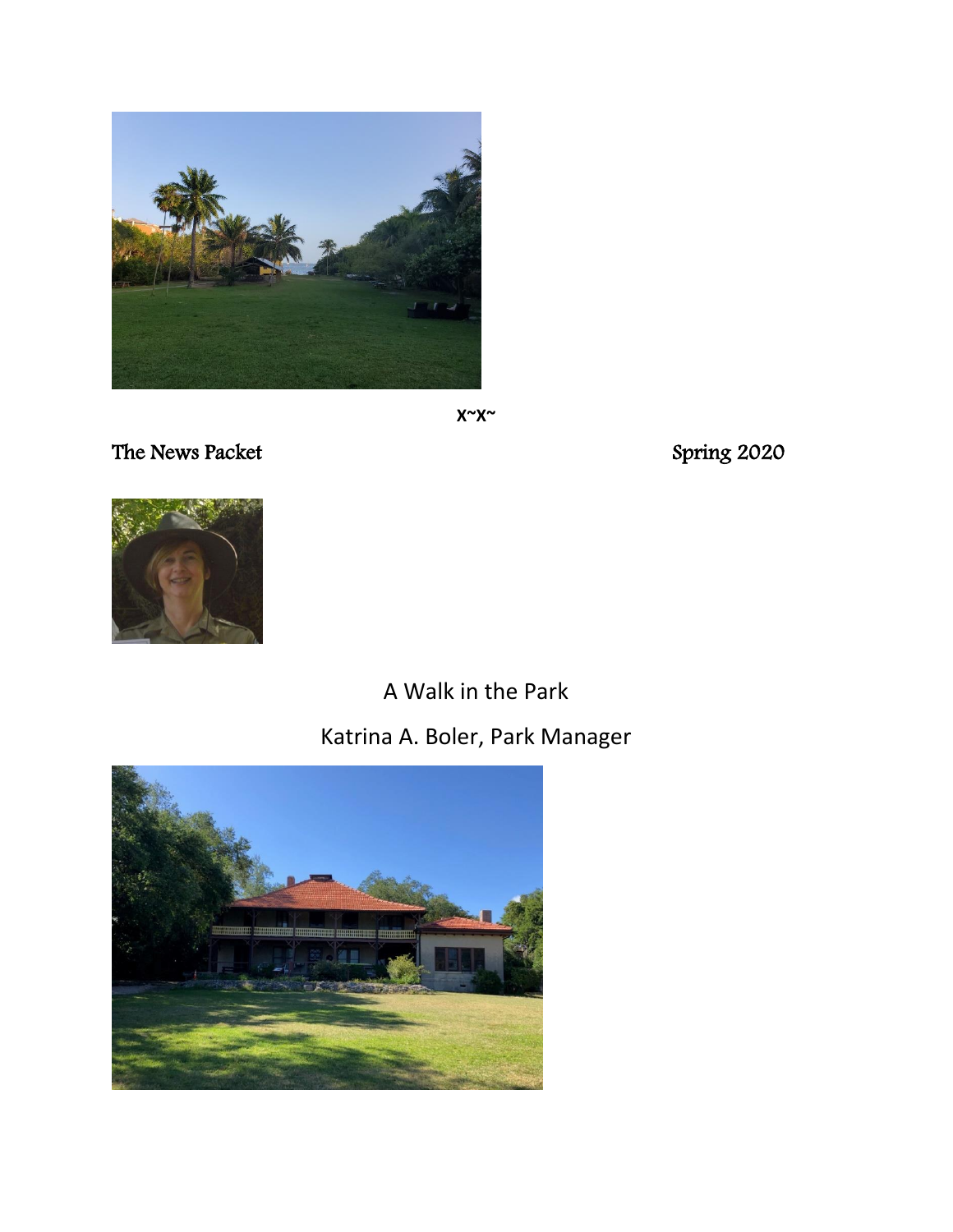x~x~

The News Packet Spring 2020

## A Walk in the Park

Katrina A. Boler, Park Manager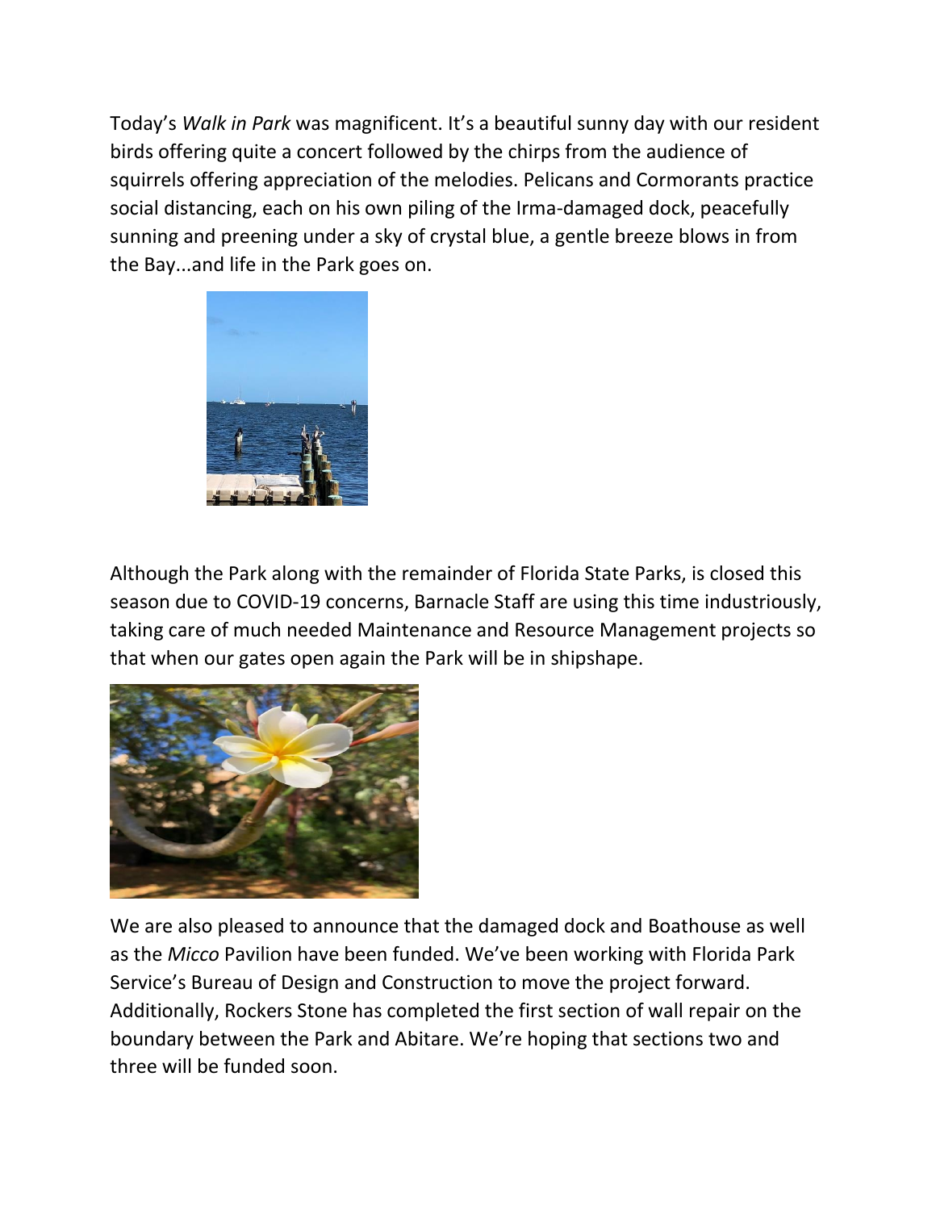Today's *Walk in Park* was magnificent. It's a beautiful sunny day with our resident birds offering quite a concert followed by the chirps from the audience of squirrels offering appreciation of the melodies. Pelicans and Cormorants practice social distancing, each on his own piling of the Irma-damaged dock, peacefully sunning and preening under a sky of crystal blue, a gentle breeze blows in from the Bay...and life in the Park goes on.

Although the Park along with the remainder of Florida State Parks, is closed this season due to COVID-19 concerns, Barnacle Staff are using this time industriously, taking care of much needed Maintenance and Resource Management projects so that when our gates open again the Park will be in shipshape.

We are also pleased to announce that the damaged dock and Boathouse as well as the *Micco* Pavilion have been funded. We've been working with Florida Park Service's Bureau of Design and Construction to move the project forward. Additionally, Rockers Stone has completed the first section of wall repair on the boundary between the Park and Abitare. We're hoping that sections two and three will be funded soon.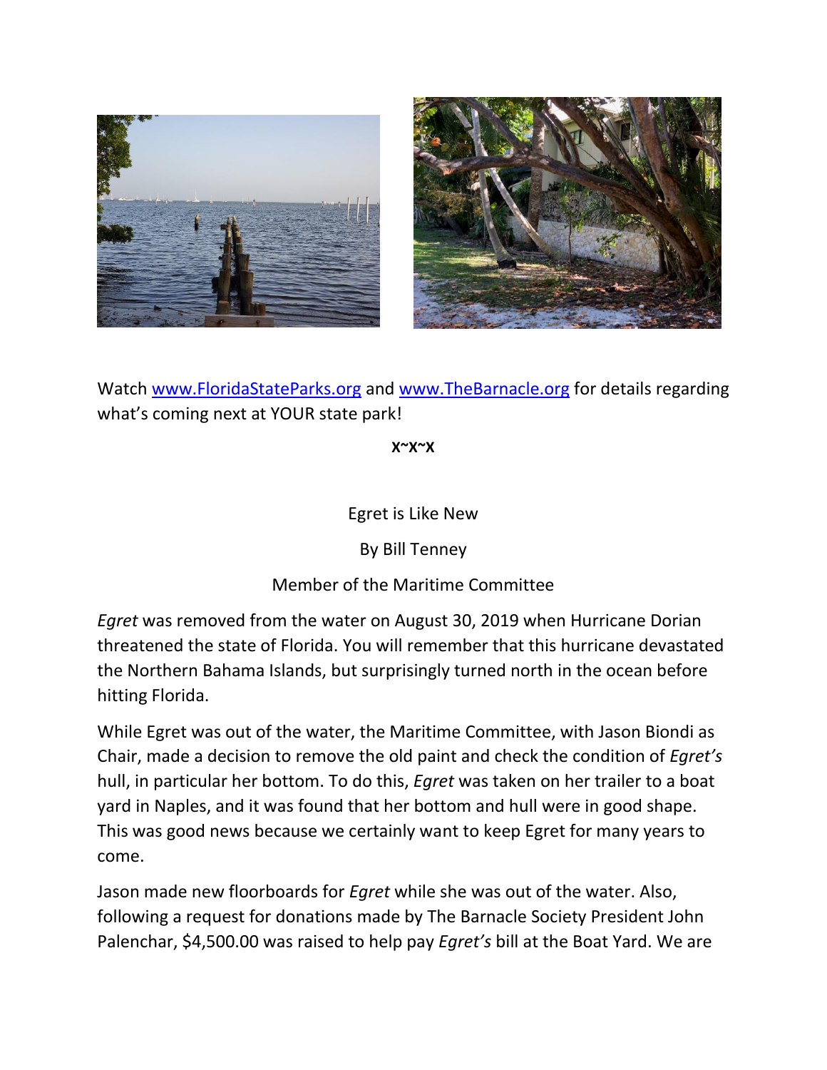Watch [www.FloridaStateParks.org](http://www.FloridaStateParks.org) and [www.TheBarnacle.org](http://www.TheBarnacle.org) for details regarding what's coming next at YOUR state park!

**x~x~x**

## Egret is Like New

By Bill Tenney

Member of the Maritime Committee

*Egret* was removed from the water on August 30, 2019 when Hurricane Dorian threatened the state of Florida. You will remember that this hurricane devastated the Northern Bahama Islands, but surprisingly turned north in the ocean before hitting Florida.

While Egret was out of the water, the Maritime Committee, with Jason Biondi as Chair, made a decision to remove the old paint and check the condition of *Egret's* hull, in particular her bottom. To do this, *Egret* was taken on her trailer to a boat yard in Naples, and it was found that her bottom and hull were in good shape. This was good news because we certainly want to keep Egret for many years to come.

Jason made new floorboards for *Egret* while she was out of the water. Also, following a request for donations made by The Barnacle Society President John Palenchar, $4,500.00 was raised to help pay *Egret's* bill at the Boat Yard. We are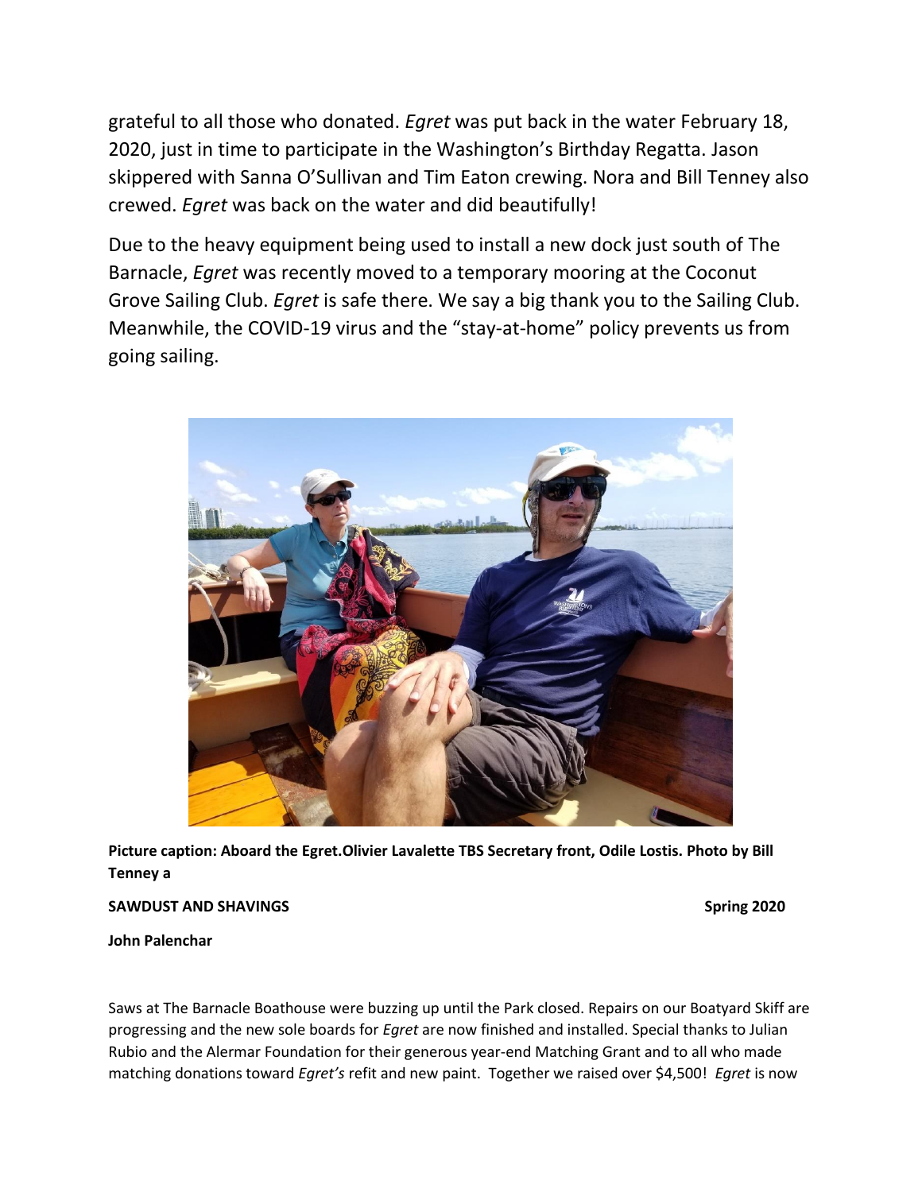grateful to all those who donated. *Egret* was put back in the water February 18, 2020, just in time to participate in the Washington's Birthday Regatta. Jason skippered with Sanna O'Sullivan and Tim Eaton crewing. Nora and Bill Tenney also crewed. *Egret* was back on the water and did beautifully!

Due to the heavy equipment being used to install a new dock just south of The Barnacle, *Egret* was recently moved to a temporary mooring at the Coconut Grove Sailing Club. *Egret* is safe there. We say a big thank you to the Sailing Club. Meanwhile, the COVID-19 virus and the "stay-at-home" policy prevents us from going sailing.

**Picture caption: Aboard the Egret.Olivier Lavalette TBS Secretary front, Odile Lostis. Photo by Bill Tenney a**

**SAWDUST AND SHAVINGS** **Spring 2020**

**John Palenchar**

Saws at The Barnacle Boathouse were buzzing up until the Park closed. Repairs on our Boatyard Skiff are progressing and the new sole boards for *Egret* are now finished and installed. Special thanks to Julian Rubio and the Alermar Foundation for their generous year-end Matching Grant and to all who made matching donations toward *Egret's* refit and new paint. Together we raised over $4,500! *Egret* is now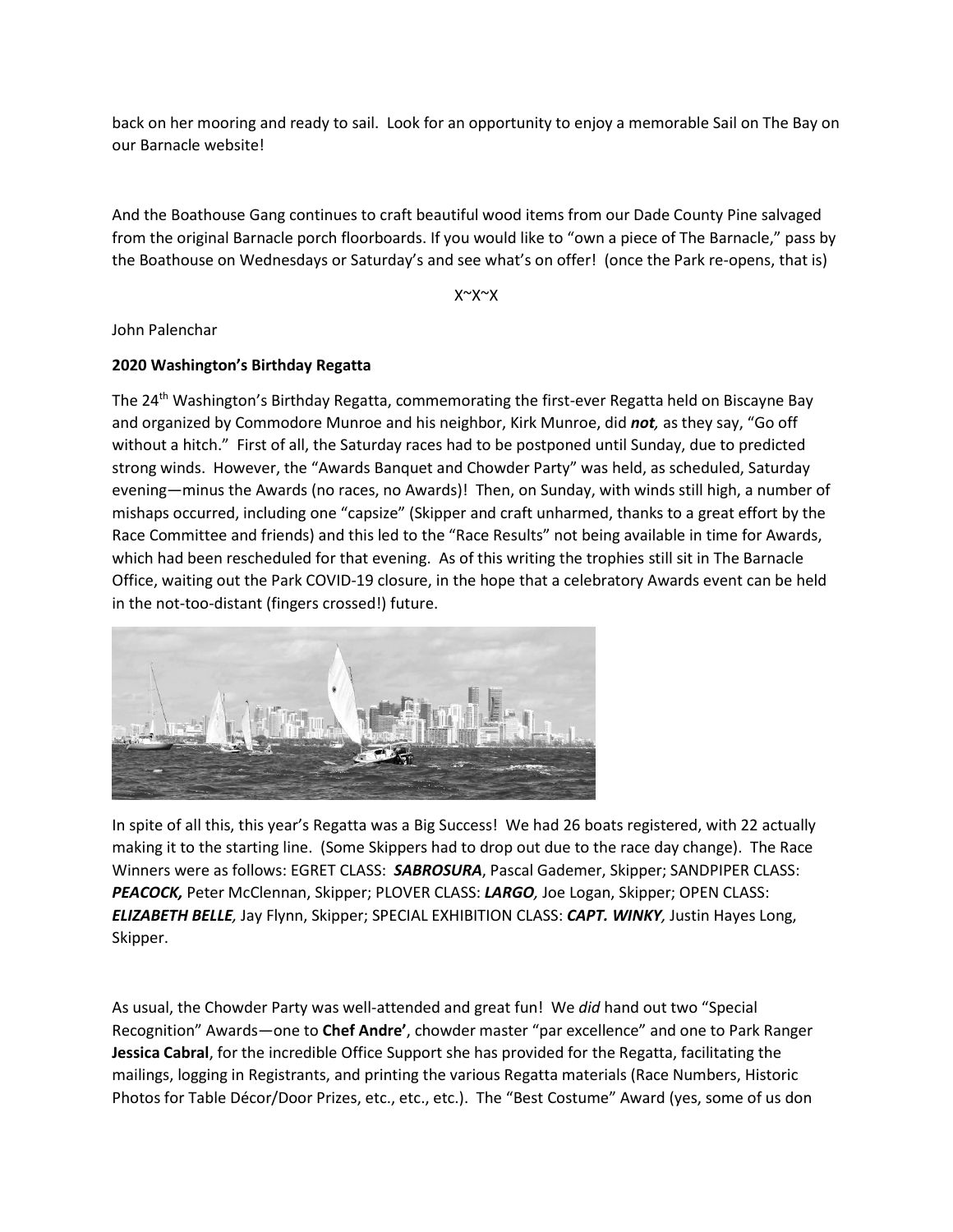back on her mooring and ready to sail. Look for an opportunity to enjoy a memorable Sail on The Bay on our Barnacle website!

And the Boathouse Gang continues to craft beautiful wood items from our Dade County Pine salvaged from the original Barnacle porch floorboards. If you would like to "own a piece of The Barnacle," pass by the Boathouse on Wednesdays or Saturday's and see what's on offer! (once the Park re-opens, that is)

X~X~X

John Palenchar

**2020 Washington's Birthday Regatta**

The 24th Washington's Birthday Regatta, commemorating the first-ever Regatta held on Biscayne Bay and organized by Commodore Munroe and his neighbor, Kirk Munroe, did ***not,*** as they say, "Go off without a hitch." First of all, the Saturday races had to be postponed until Sunday, due to predicted strong winds. However, the "Awards Banquet and Chowder Party" was held, as scheduled, Saturday evening—minus the Awards (no races, no Awards)! Then, on Sunday, with winds still high, a number of mishaps occurred, including one "capsize" (Skipper and craft unharmed, thanks to a great effort by the Race Committee and friends) and this led to the "Race Results" not being available in time for Awards, which had been rescheduled for that evening. As of this writing the trophies still sit in The Barnacle Office, waiting out the Park COVID-19 closure, in the hope that a celebratory Awards event can be held in the not-too-distant (fingers crossed!) future.

In spite of all this, this year's Regatta was a Big Success! We had 26 boats registered, with 22 actually making it to the starting line. (Some Skippers had to drop out due to the race day change). The Race Winners were as follows: EGRET CLASS: ***SABROSURA***, Pascal Gademer, Skipper; SANDPIPER CLASS: ***PEACOCK,*** Peter McClennan, Skipper; PLOVER CLASS: ***LARGO,*** Joe Logan, Skipper; OPEN CLASS: ***ELIZABETH BELLE,*** Jay Flynn, Skipper; SPECIAL EXHIBITION CLASS: ***CAPT. WINKY,*** Justin Hayes Long, Skipper.

As usual, the Chowder Party was well-attended and great fun! We *did* hand out two "Special Recognition" Awards—one to **Chef Andre'**, chowder master "par excellence" and one to Park Ranger **Jessica Cabral**, for the incredible Office Support she has provided for the Regatta, facilitating the mailings, logging in Registrants, and printing the various Regatta materials (Race Numbers, Historic Photos for Table Décor/Door Prizes, etc., etc., etc.). The "Best Costume" Award (yes, some of us don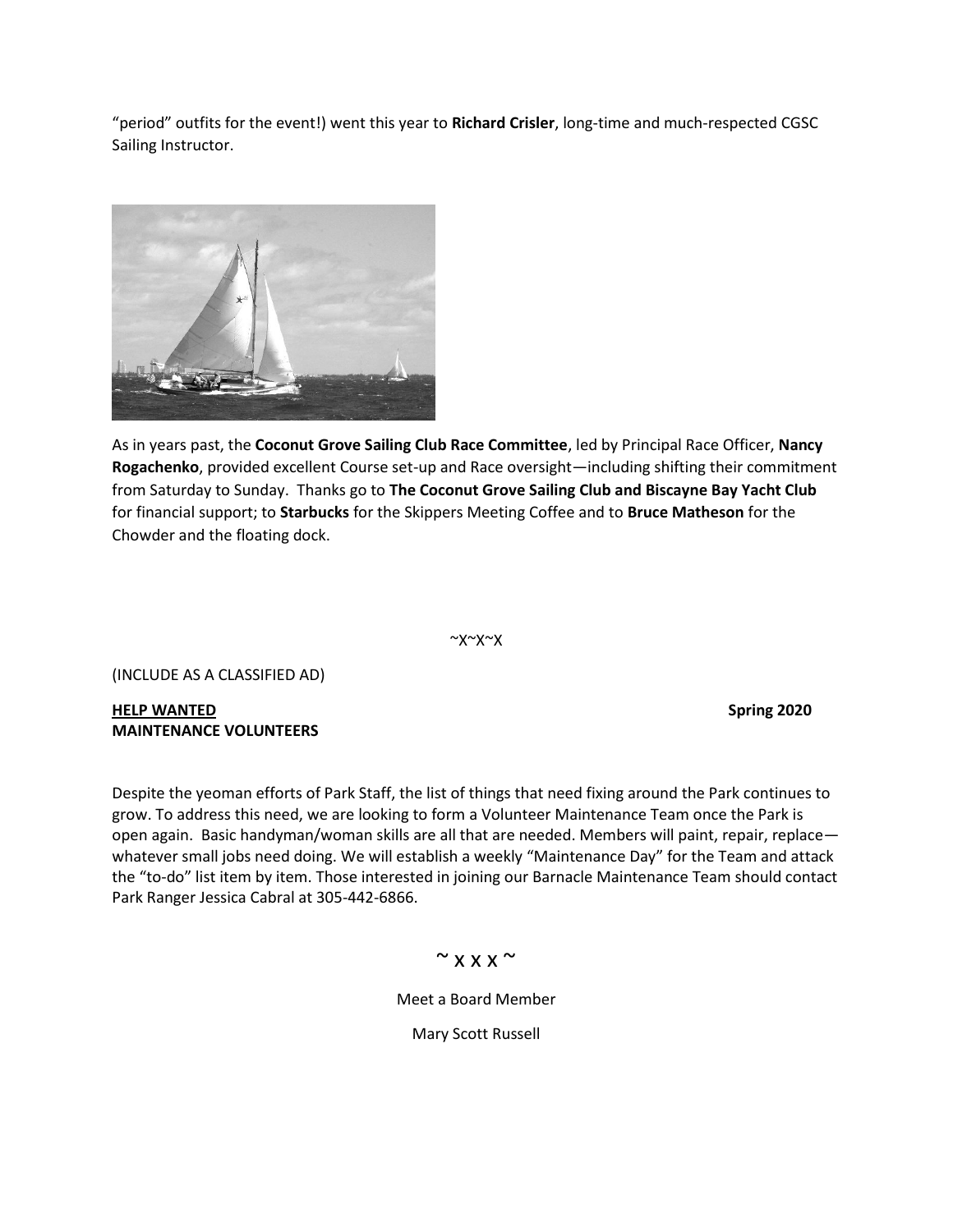"period" outfits for the event!) went this year to **Richard Crisler**, long-time and much-respected CGSC Sailing Instructor.

As in years past, the **Coconut Grove Sailing Club Race Committee**, led by Principal Race Officer, **Nancy Rogachenko**, provided excellent Course set-up and Race oversight—including shifting their commitment from Saturday to Sunday. Thanks go to **The Coconut Grove Sailing Club and Biscayne Bay Yacht Club** for financial support; to **Starbucks** for the Skippers Meeting Coffee and to **Bruce Matheson** for the Chowder and the floating dock.

~X~X~X

(INCLUDE AS A CLASSIFIED AD)

**HELP WANTED** **Spring 2020**
**MAINTENANCE VOLUNTEERS**

Despite the yeoman efforts of Park Staff, the list of things that need fixing around the Park continues to grow. To address this need, we are looking to form a Volunteer Maintenance Team once the Park is open again. Basic handyman/woman skills are all that are needed. Members will paint, repair, replace—whatever small jobs need doing. We will establish a weekly "Maintenance Day" for the Team and attack the "to-do" list item by item. Those interested in joining our Barnacle Maintenance Team should contact Park Ranger Jessica Cabral at 305-442-6866.

~ X X X ~

Meet a Board Member

Mary Scott Russell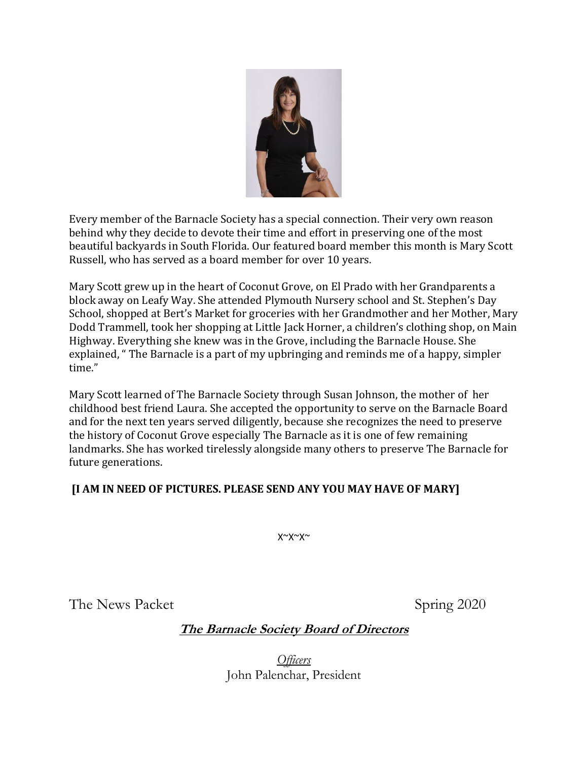Every member of the Barnacle Society has a special connection. Their very own reason behind why they decide to devote their time and effort in preserving one of the most beautiful backyards in South Florida. Our featured board member this month is Mary Scott Russell, who has served as a board member for over 10 years.

Mary Scott grew up in the heart of Coconut Grove, on El Prado with her Grandparents a block away on Leafy Way. She attended Plymouth Nursery school and St. Stephen's Day School, shopped at Bert's Market for groceries with her Grandmother and her Mother, Mary Dodd Trammell, took her shopping at Little Jack Horner, a children's clothing shop, on Main Highway. Everything she knew was in the Grove, including the Barnacle House. She explained, " The Barnacle is a part of my upbringing and reminds me of a happy, simpler time."

Mary Scott learned of The Barnacle Society through Susan Johnson, the mother of her childhood best friend Laura. She accepted the opportunity to serve on the Barnacle Board and for the next ten years served diligently, because she recognizes the need to preserve the history of Coconut Grove especially The Barnacle as it is one of few remaining landmarks. She has worked tirelessly alongside many others to preserve The Barnacle for future generations.

**[I AM IN NEED OF PICTURES. PLEASE SEND ANY YOU MAY HAVE OF MARY]**

x~x~x~

The News Packet Spring 2020

## ***The Barnacle Society Board of Directors***

*Officers*

John Palenchar, President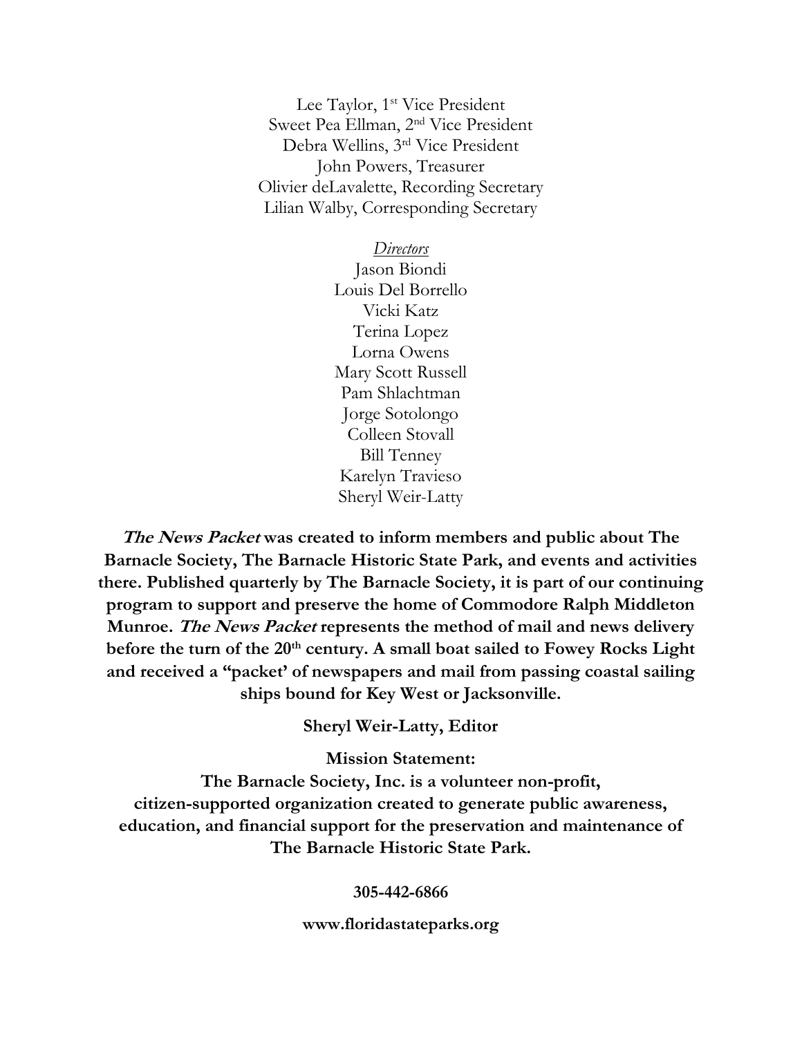Lee Taylor, 1st Vice President
Sweet Pea Ellman, 2nd Vice President
Debra Wellins, 3rd Vice President
John Powers, Treasurer
Olivier deLavalette, Recording Secretary
Lilian Walby, Corresponding Secretary

*Directors*

Jason Biondi
Louis Del Borrello
Vicki Katz
Terina Lopez
Lorna Owens
Mary Scott Russell
Pam Shlachtman
Jorge Sotolongo
Colleen Stovall
Bill Tenney
Karelyn Travieso
Sheryl Weir-Latty

***The News Packet* was created to inform members and public about The Barnacle Society, The Barnacle Historic State Park, and events and activities there. Published quarterly by The Barnacle Society, it is part of our continuing program to support and preserve the home of Commodore Ralph Middleton Munroe. *The News Packet* represents the method of mail and news delivery before the turn of the 20th century. A small boat sailed to Fowey Rocks Light and received a "packet' of newspapers and mail from passing coastal sailing ships bound for Key West or Jacksonville.**

**Sheryl Weir-Latty, Editor**

**Mission Statement:**

**The Barnacle Society, Inc. is a volunteer non-profit, citizen-supported organization created to generate public awareness, education, and financial support for the preservation and maintenance of The Barnacle Historic State Park.**

**305-442-6866**

**www.floridastateparks.org**